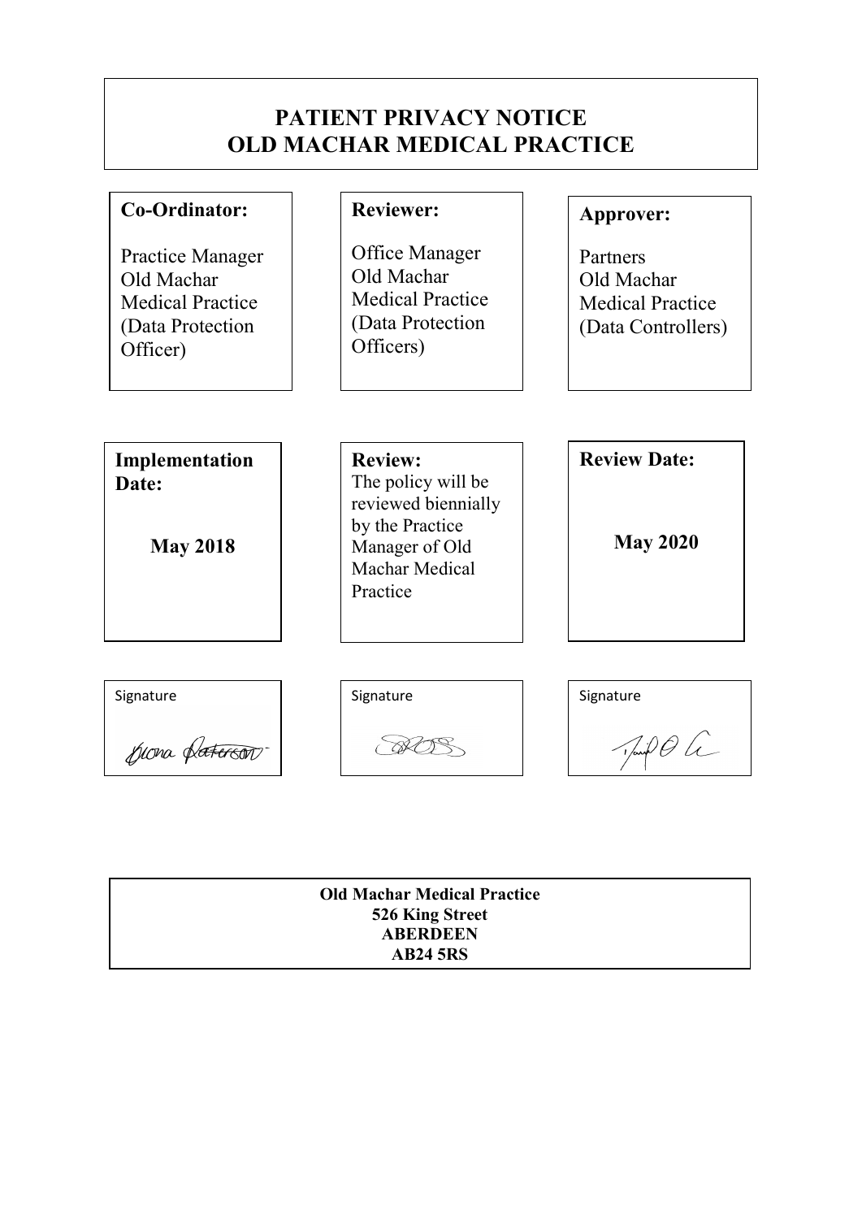# PATIENT PRIVACY NOTICE
# OLD MACHAR MEDICAL PRACTICE

| **Co-Ordinator:** | **Reviewer:** | **Approver:** |
| --- | --- | --- |
| Practice Manager Old Machar Medical Practice (Data Protection Officer) | Office Manager Old Machar Medical Practice (Data Protection Officers) | Partners Old Machar Medical Practice (Data Controllers) |

| **Implementation Date:** | **Review:** | **Review Date:** |
| --- | --- | --- |
| **May 2018** | The policy will be reviewed biennially by the Practice Manager of Old Machar Medical Practice | **May 2020** |

| Signature | Signature | Signature |
| --- | --- | --- |
| Fiona Paterson | | |

**Old Machar Medical Practice**
**526 King Street**
**ABERDEEN**
**AB24 5RS**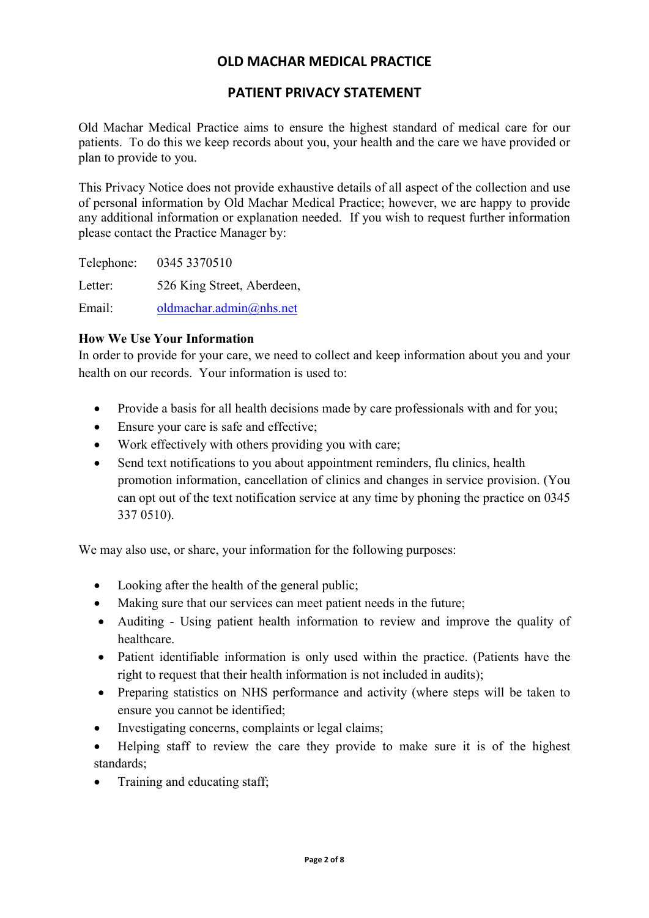# OLD MACHAR MEDICAL PRACTICE

## PATIENT PRIVACY STATEMENT

Old Machar Medical Practice aims to ensure the highest standard of medical care for our patients. To do this we keep records about you, your health and the care we have provided or plan to provide to you.

This Privacy Notice does not provide exhaustive details of all aspect of the collection and use of personal information by Old Machar Medical Practice; however, we are happy to provide any additional information or explanation needed. If you wish to request further information please contact the Practice Manager by:

Telephone: 0345 3370510

Letter: 526 King Street, Aberdeen,

Email: oldmachar.admin@nhs.net

**How We Use Your Information**

In order to provide for your care, we need to collect and keep information about you and your health on our records. Your information is used to:

- Provide a basis for all health decisions made by care professionals with and for you;
- Ensure your care is safe and effective;
- Work effectively with others providing you with care;
- Send text notifications to you about appointment reminders, flu clinics, health promotion information, cancellation of clinics and changes in service provision. (You can opt out of the text notification service at any time by phoning the practice on 0345 337 0510).

We may also use, or share, your information for the following purposes:

- Looking after the health of the general public;
- Making sure that our services can meet patient needs in the future;
- Auditing - Using patient health information to review and improve the quality of healthcare.
- Patient identifiable information is only used within the practice. (Patients have the right to request that their health information is not included in audits);
- Preparing statistics on NHS performance and activity (where steps will be taken to ensure you cannot be identified;
- Investigating concerns, complaints or legal claims;
- Helping staff to review the care they provide to make sure it is of the highest standards;
- Training and educating staff;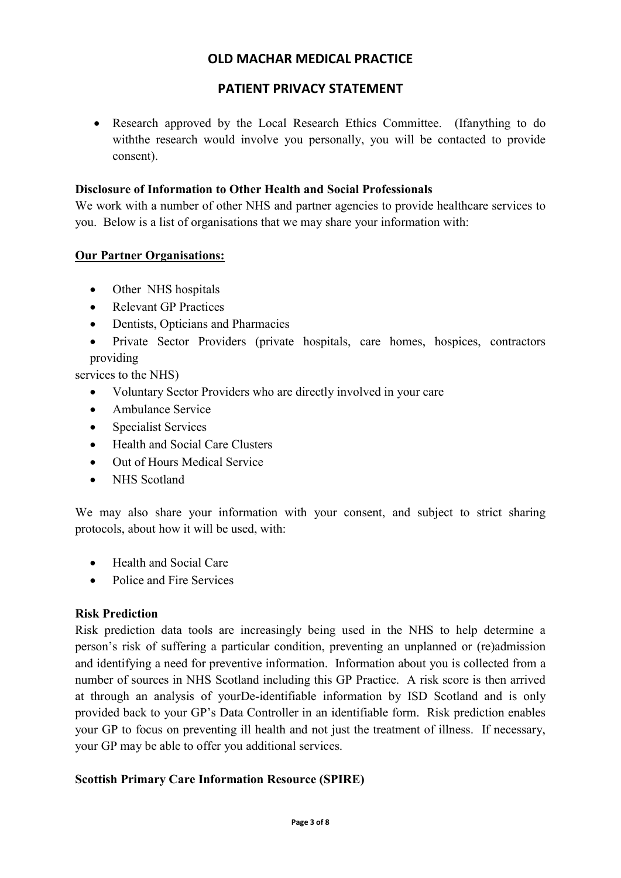- Research approved by the Local Research Ethics Committee. (Ifanything to do withthe research would involve you personally, you will be contacted to provide consent).

**Disclosure of Information to Other Health and Social Professionals**

We work with a number of other NHS and partner agencies to provide healthcare services to you. Below is a list of organisations that we may share your information with:

**Our Partner Organisations:**

- Other NHS hospitals
- Relevant GP Practices
- Dentists, Opticians and Pharmacies
- Private Sector Providers (private hospitals, care homes, hospices, contractors providing services to the NHS)
- Voluntary Sector Providers who are directly involved in your care
- Ambulance Service
- Specialist Services
- Health and Social Care Clusters
- Out of Hours Medical Service
- NHS Scotland

We may also share your information with your consent, and subject to strict sharing protocols, about how it will be used, with:

- Health and Social Care
- Police and Fire Services

**Risk Prediction**

Risk prediction data tools are increasingly being used in the NHS to help determine a person's risk of suffering a particular condition, preventing an unplanned or (re)admission and identifying a need for preventive information. Information about you is collected from a number of sources in NHS Scotland including this GP Practice. A risk score is then arrived at through an analysis of yourDe-identifiable information by ISD Scotland and is only provided back to your GP's Data Controller in an identifiable form. Risk prediction enables your GP to focus on preventing ill health and not just the treatment of illness. If necessary, your GP may be able to offer you additional services.

**Scottish Primary Care Information Resource (SPIRE)**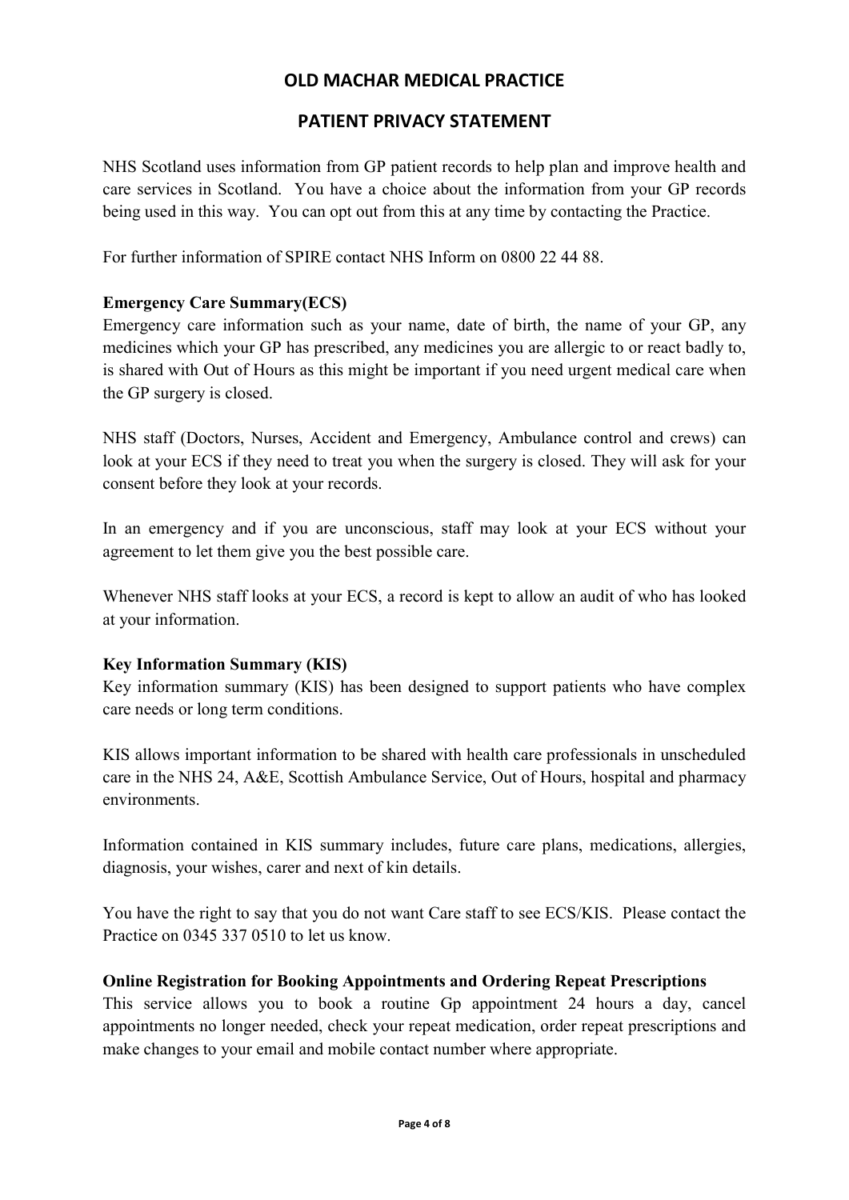# OLD MACHAR MEDICAL PRACTICE

## PATIENT PRIVACY STATEMENT

NHS Scotland uses information from GP patient records to help plan and improve health and care services in Scotland. You have a choice about the information from your GP records being used in this way. You can opt out from this at any time by contacting the Practice.

For further information of SPIRE contact NHS Inform on 0800 22 44 88.

**Emergency Care Summary(ECS)**

Emergency care information such as your name, date of birth, the name of your GP, any medicines which your GP has prescribed, any medicines you are allergic to or react badly to, is shared with Out of Hours as this might be important if you need urgent medical care when the GP surgery is closed.

NHS staff (Doctors, Nurses, Accident and Emergency, Ambulance control and crews) can look at your ECS if they need to treat you when the surgery is closed. They will ask for your consent before they look at your records.

In an emergency and if you are unconscious, staff may look at your ECS without your agreement to let them give you the best possible care.

Whenever NHS staff looks at your ECS, a record is kept to allow an audit of who has looked at your information.

**Key Information Summary (KIS)**

Key information summary (KIS) has been designed to support patients who have complex care needs or long term conditions.

KIS allows important information to be shared with health care professionals in unscheduled care in the NHS 24, A&E, Scottish Ambulance Service, Out of Hours, hospital and pharmacy environments.

Information contained in KIS summary includes, future care plans, medications, allergies, diagnosis, your wishes, carer and next of kin details.

You have the right to say that you do not want Care staff to see ECS/KIS. Please contact the Practice on 0345 337 0510 to let us know.

**Online Registration for Booking Appointments and Ordering Repeat Prescriptions**

This service allows you to book a routine Gp appointment 24 hours a day, cancel appointments no longer needed, check your repeat medication, order repeat prescriptions and make changes to your email and mobile contact number where appropriate.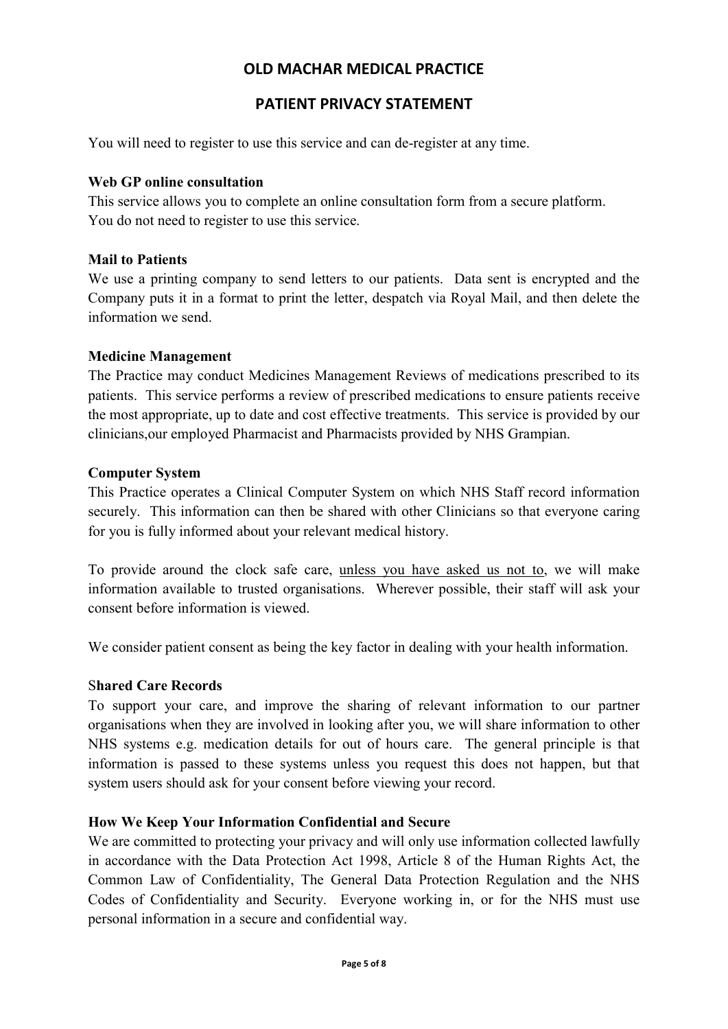## OLD MACHAR MEDICAL PRACTICE

## PATIENT PRIVACY STATEMENT

You will need to register to use this service and can de-register at any time.

**Web GP online consultation**

This service allows you to complete an online consultation form from a secure platform. You do not need to register to use this service.

**Mail to Patients**

We use a printing company to send letters to our patients. Data sent is encrypted and the Company puts it in a format to print the letter, despatch via Royal Mail, and then delete the information we send.

**Medicine Management**

The Practice may conduct Medicines Management Reviews of medications prescribed to its patients. This service performs a review of prescribed medications to ensure patients receive the most appropriate, up to date and cost effective treatments. This service is provided by our clinicians,our employed Pharmacist and Pharmacists provided by NHS Grampian.

**Computer System**

This Practice operates a Clinical Computer System on which NHS Staff record information securely. This information can then be shared with other Clinicians so that everyone caring for you is fully informed about your relevant medical history.

To provide around the clock safe care, unless you have asked us not to, we will make information available to trusted organisations. Wherever possible, their staff will ask your consent before information is viewed.

We consider patient consent as being the key factor in dealing with your health information.

**Shared Care Records**

To support your care, and improve the sharing of relevant information to our partner organisations when they are involved in looking after you, we will share information to other NHS systems e.g. medication details for out of hours care. The general principle is that information is passed to these systems unless you request this does not happen, but that system users should ask for your consent before viewing your record.

**How We Keep Your Information Confidential and Secure**

We are committed to protecting your privacy and will only use information collected lawfully in accordance with the Data Protection Act 1998, Article 8 of the Human Rights Act, the Common Law of Confidentiality, The General Data Protection Regulation and the NHS Codes of Confidentiality and Security. Everyone working in, or for the NHS must use personal information in a secure and confidential way.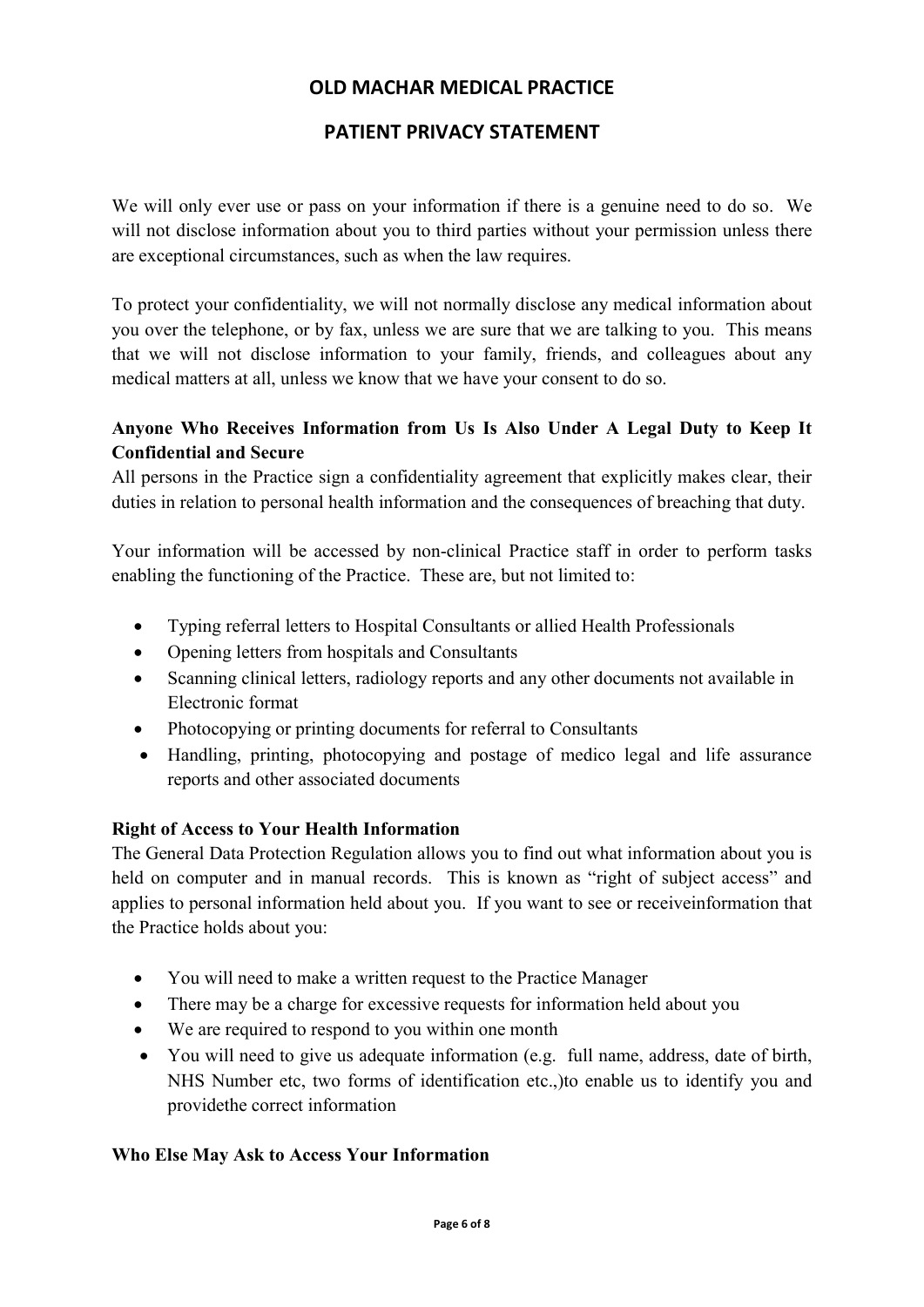# OLD MACHAR MEDICAL PRACTICE

## PATIENT PRIVACY STATEMENT

We will only ever use or pass on your information if there is a genuine need to do so. We will not disclose information about you to third parties without your permission unless there are exceptional circumstances, such as when the law requires.

To protect your confidentiality, we will not normally disclose any medical information about you over the telephone, or by fax, unless we are sure that we are talking to you. This means that we will not disclose information to your family, friends, and colleagues about any medical matters at all, unless we know that we have your consent to do so.

**Anyone Who Receives Information from Us Is Also Under A Legal Duty to Keep It Confidential and Secure**

All persons in the Practice sign a confidentiality agreement that explicitly makes clear, their duties in relation to personal health information and the consequences of breaching that duty.

Your information will be accessed by non-clinical Practice staff in order to perform tasks enabling the functioning of the Practice. These are, but not limited to:

- Typing referral letters to Hospital Consultants or allied Health Professionals
- Opening letters from hospitals and Consultants
- Scanning clinical letters, radiology reports and any other documents not available in Electronic format
- Photocopying or printing documents for referral to Consultants
- Handling, printing, photocopying and postage of medico legal and life assurance reports and other associated documents

**Right of Access to Your Health Information**

The General Data Protection Regulation allows you to find out what information about you is held on computer and in manual records. This is known as "right of subject access" and applies to personal information held about you. If you want to see or receiveinformation that the Practice holds about you:

- You will need to make a written request to the Practice Manager
- There may be a charge for excessive requests for information held about you
- We are required to respond to you within one month
- You will need to give us adequate information (e.g. full name, address, date of birth, NHS Number etc, two forms of identification etc.,)to enable us to identify you and providethe correct information

**Who Else May Ask to Access Your Information**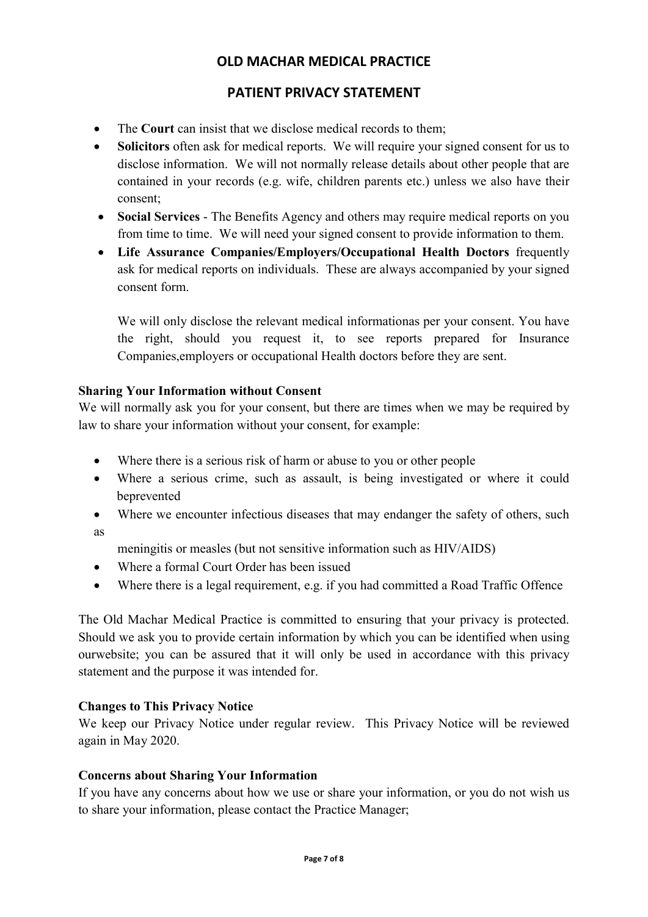# OLD MACHAR MEDICAL PRACTICE

## PATIENT PRIVACY STATEMENT

- The **Court** can insist that we disclose medical records to them;
- **Solicitors** often ask for medical reports. We will require your signed consent for us to disclose information. We will not normally release details about other people that are contained in your records (e.g. wife, children parents etc.) unless we also have their consent;
- **Social Services** - The Benefits Agency and others may require medical reports on you from time to time. We will need your signed consent to provide information to them.
- **Life Assurance Companies/Employers/Occupational Health Doctors** frequently ask for medical reports on individuals. These are always accompanied by your signed consent form.

  We will only disclose the relevant medical informationas per your consent. You have the right, should you request it, to see reports prepared for Insurance Companies,employers or occupational Health doctors before they are sent.

**Sharing Your Information without Consent**

We will normally ask you for your consent, but there are times when we may be required by law to share your information without your consent, for example:

- Where there is a serious risk of harm or abuse to you or other people
- Where a serious crime, such as assault, is being investigated or where it could beprevented
- Where we encounter infectious diseases that may endanger the safety of others, such as meningitis or measles (but not sensitive information such as HIV/AIDS)
- Where a formal Court Order has been issued
- Where there is a legal requirement, e.g. if you had committed a Road Traffic Offence

The Old Machar Medical Practice is committed to ensuring that your privacy is protected. Should we ask you to provide certain information by which you can be identified when using ourwebsite; you can be assured that it will only be used in accordance with this privacy statement and the purpose it was intended for.

**Changes to This Privacy Notice**

We keep our Privacy Notice under regular review. This Privacy Notice will be reviewed again in May 2020.

**Concerns about Sharing Your Information**

If you have any concerns about how we use or share your information, or you do not wish us to share your information, please contact the Practice Manager;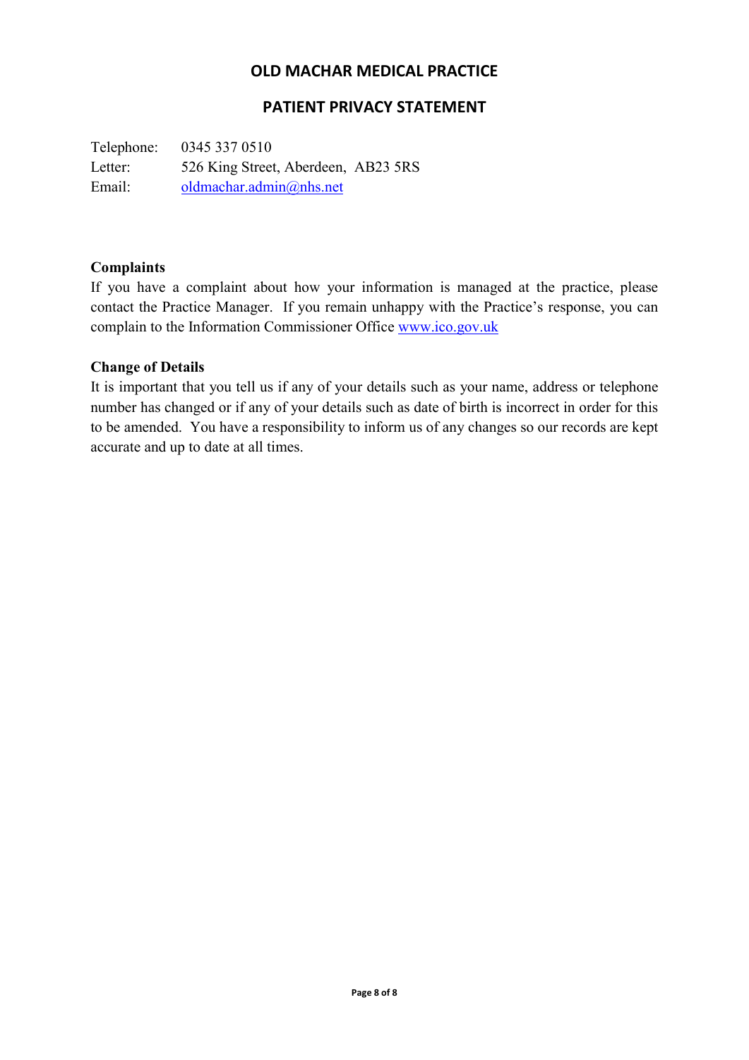# OLD MACHAR MEDICAL PRACTICE

## PATIENT PRIVACY STATEMENT

| | |
|---|---|
| Telephone: | 0345 337 0510 |
| Letter: | 526 King Street, Aberdeen, AB23 5RS |
| Email: | oldmachar.admin@nhs.net |

**Complaints**

If you have a complaint about how your information is managed at the practice, please contact the Practice Manager. If you remain unhappy with the Practice's response, you can complain to the Information Commissioner Office www.ico.gov.uk

**Change of Details**

It is important that you tell us if any of your details such as your name, address or telephone number has changed or if any of your details such as date of birth is incorrect in order for this to be amended. You have a responsibility to inform us of any changes so our records are kept accurate and up to date at all times.